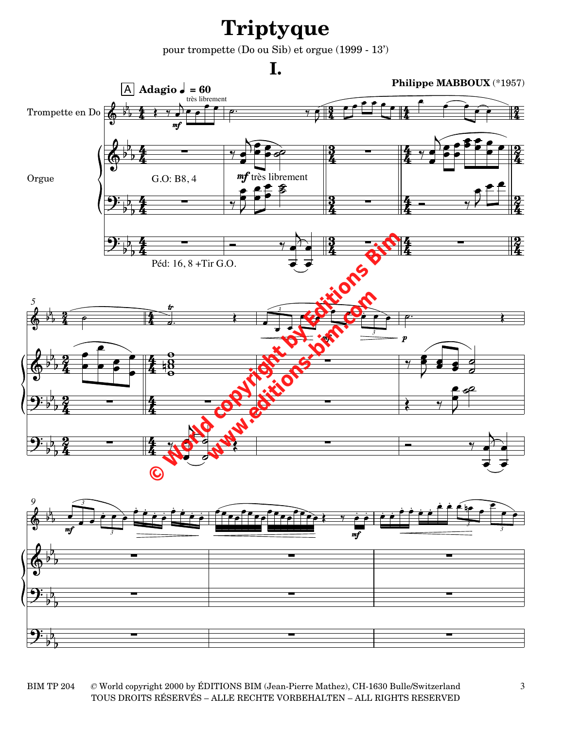# Triptyque

pour trompette (Do ou Sib) et orgue (1999 - 13')

## I.

**Philippe MABBOUX** (*1957)

A **Adagio** ♩ = 60

très librement

Trompette en Do

Orgue

*mf* très librement

G.O: B8, 4

Péd: 16, 8 +Tir G.O.

© World copyright by Editions Bim
www.editions-bim.com

BIM TP 204 © World copyright 2000 by ÉDITIONS BIM (Jean-Pierre Mathez), CH-1630 Bulle/Switzerland
TOUS DROITS RÉSERVÉS – ALLE RECHTE VORBEHALTEN – ALL RIGHTS RESERVED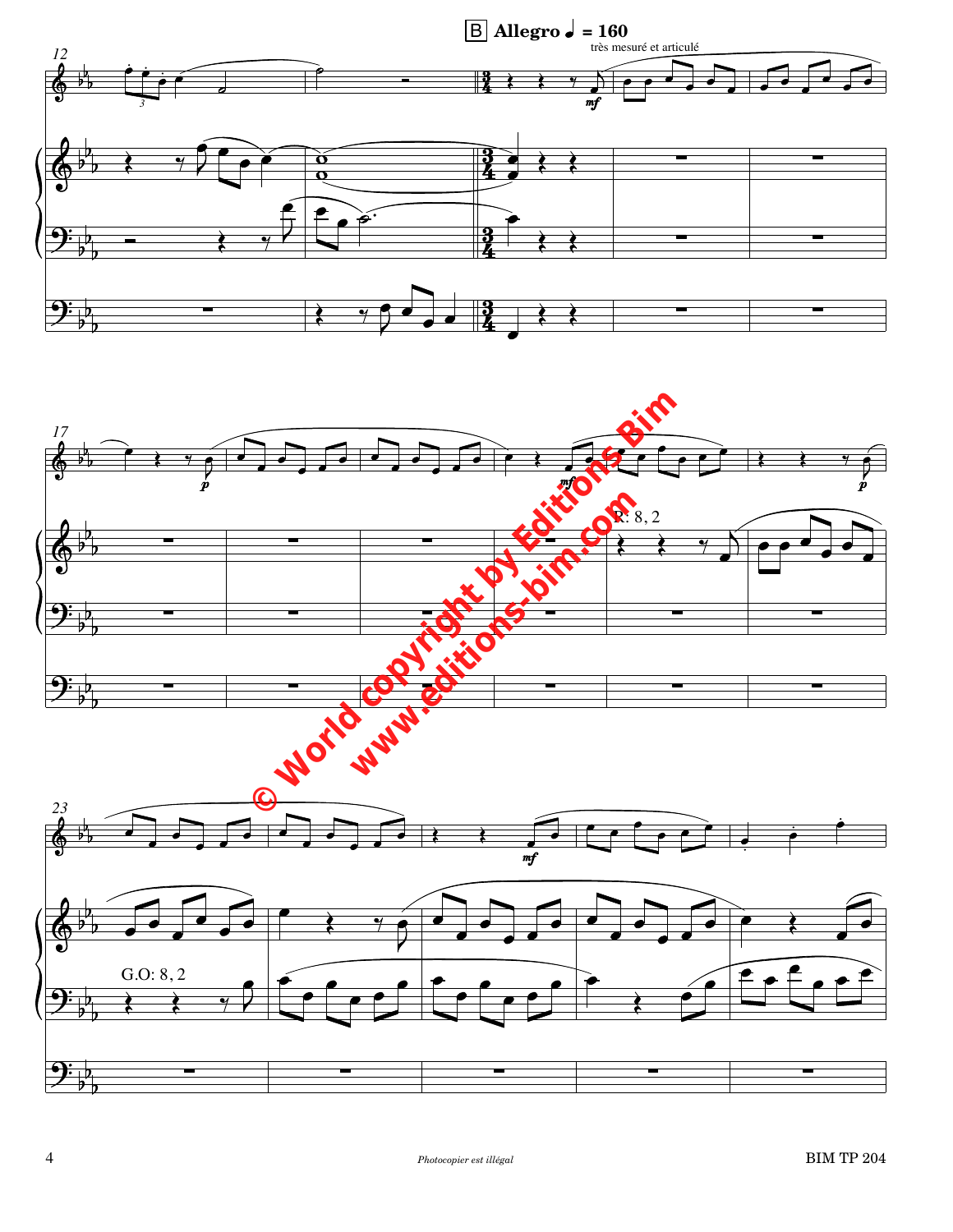B **Allegro** ♩ = 160

très mesuré et articulé

R: 8, 2

G.O: 8, 2

© World copyright by Editions Bim
www.editions-bim.com

*Photocopier est illégal*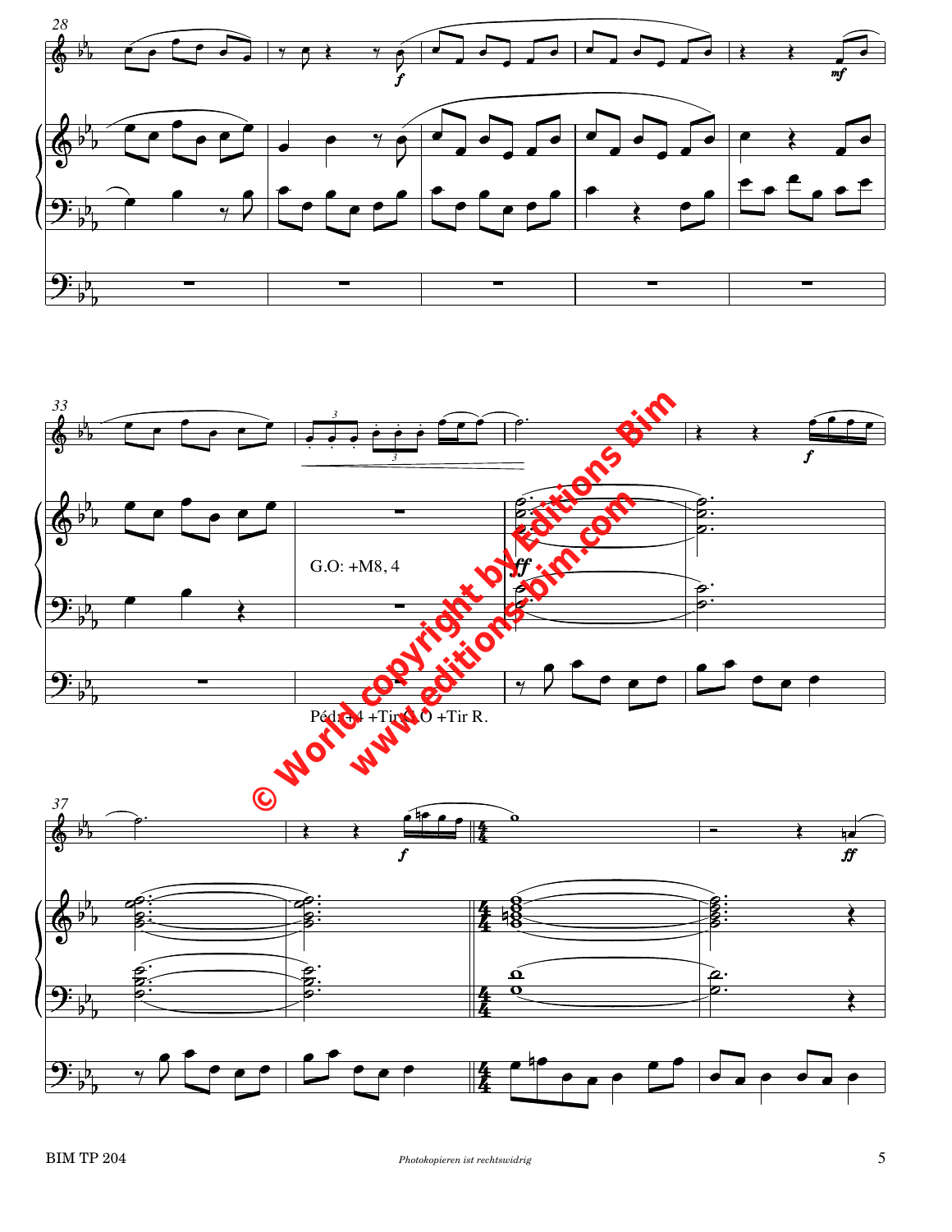G.O: +M8, 4

Péd: +4 +Tir G.O +Tir R.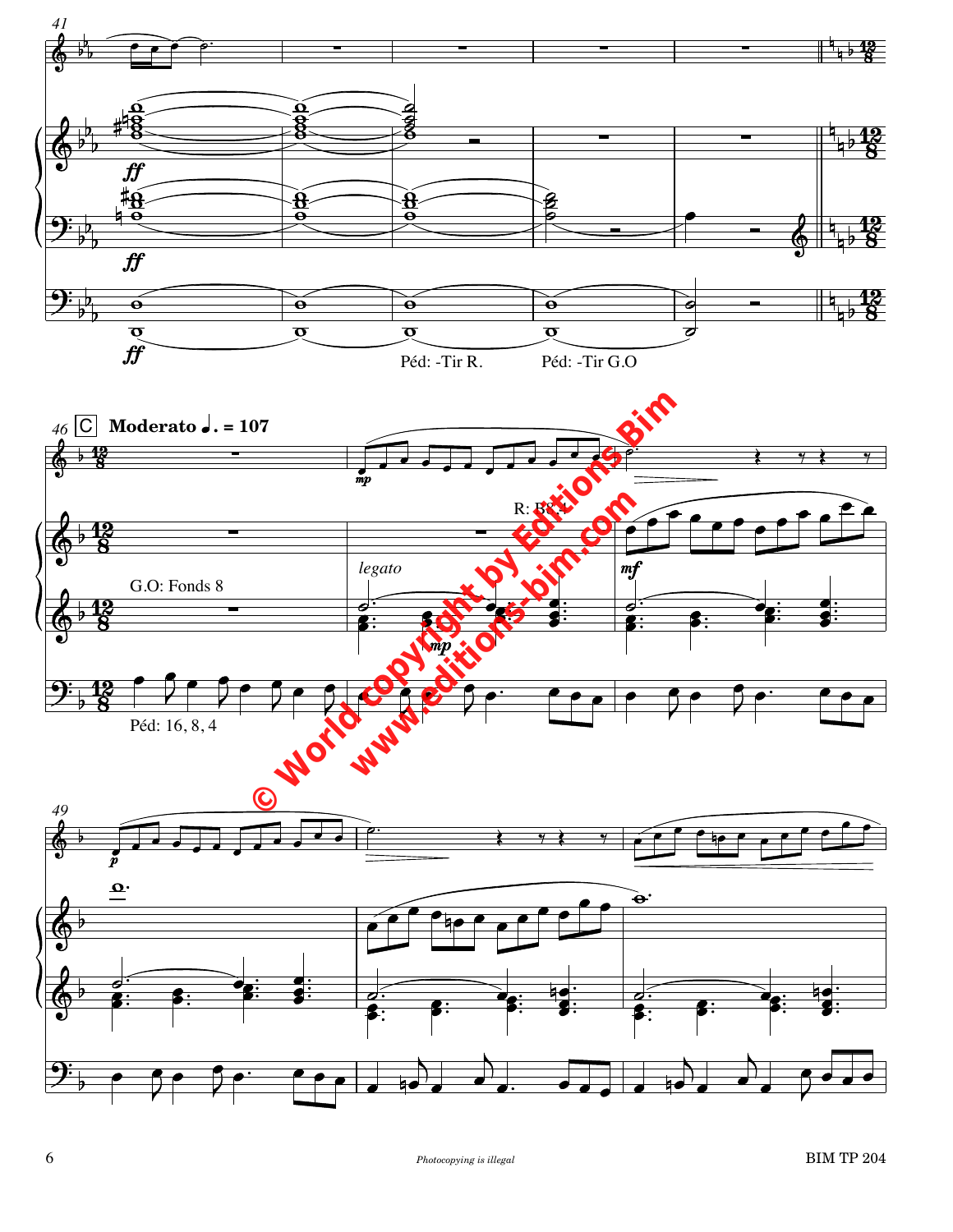41

*ff*

*ff*

*ff*

Péd: -Tir R.

Péd: -Tir G.O

46 C **Moderato ♩. = 107**

*mp*

R: B8 4

G.O: Fonds 8

*legato*

*mf*

*mp*

Péd: 16, 8, 4

© World copyright by Editions Bim
www.editions-bim.com

49

*p*

Photocopying is illegal

BIM TP 204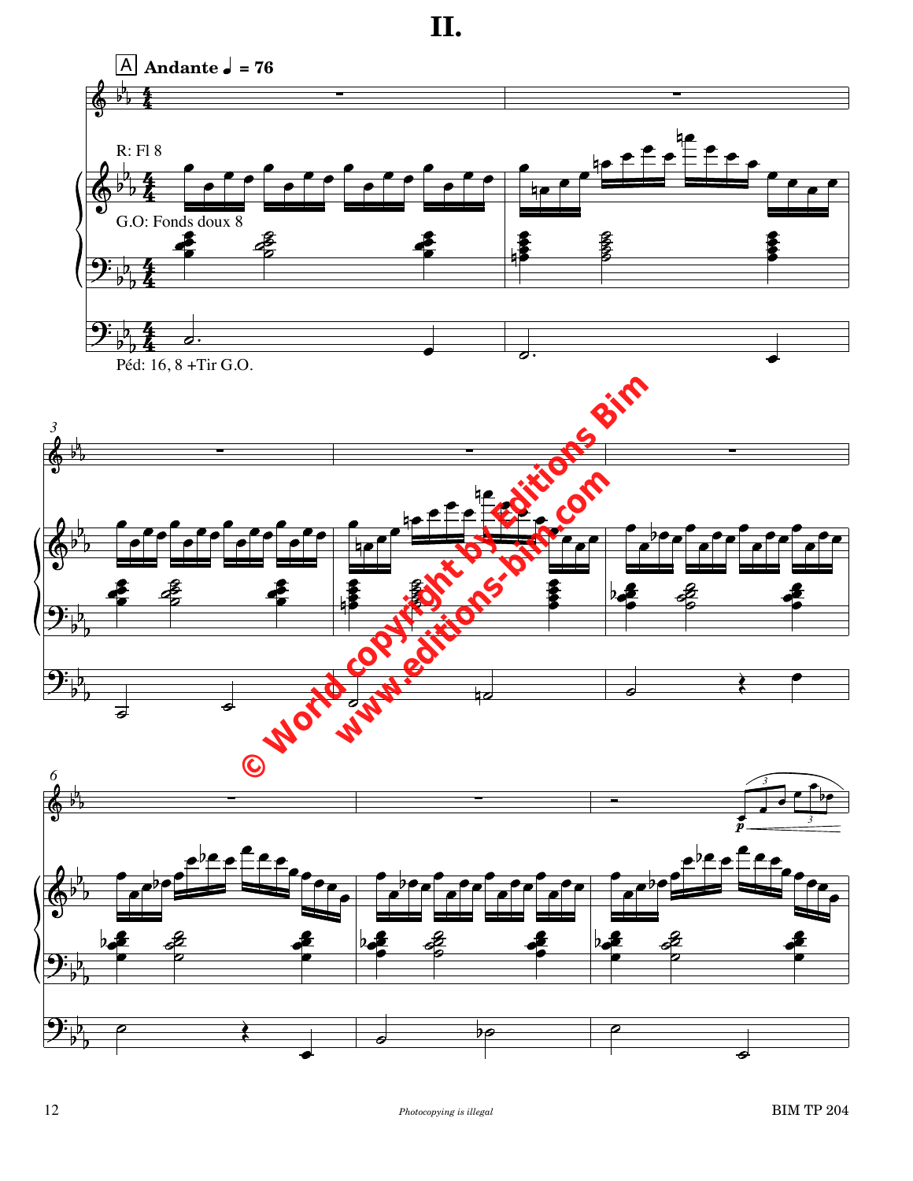# II.

A **Andante** ♩ = 76

R: Fl 8

G.O: Fonds doux 8

Péd: 16, 8 +Tir G.O.

© World copyright by Editions Bim
www.editions-bim.com

*Photocopying is illegal*

BIM TP 204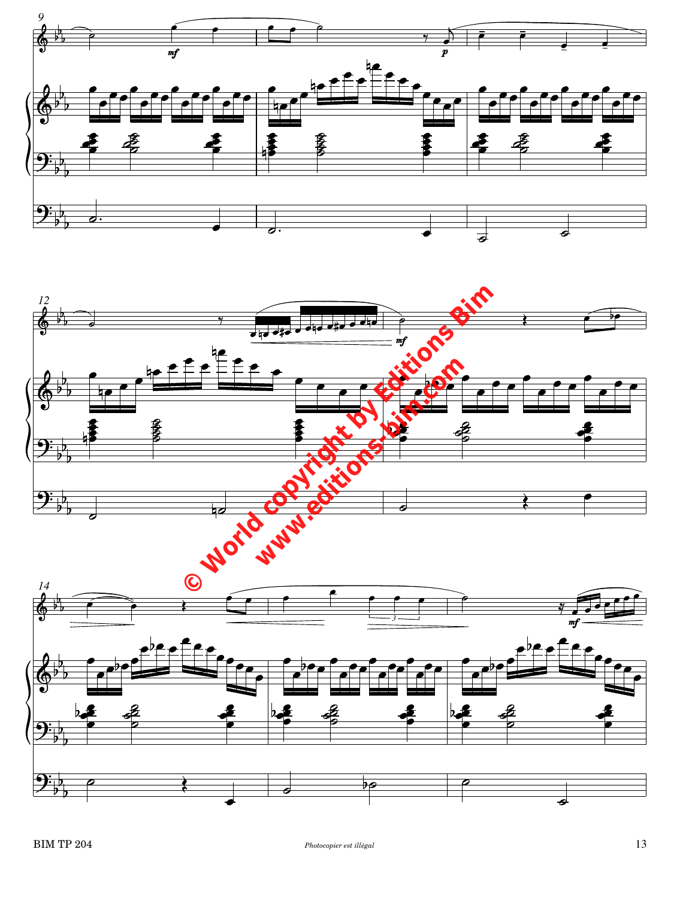© World copyright by Editions Bim
www.editions-bim.com

*Photocopier est illégal*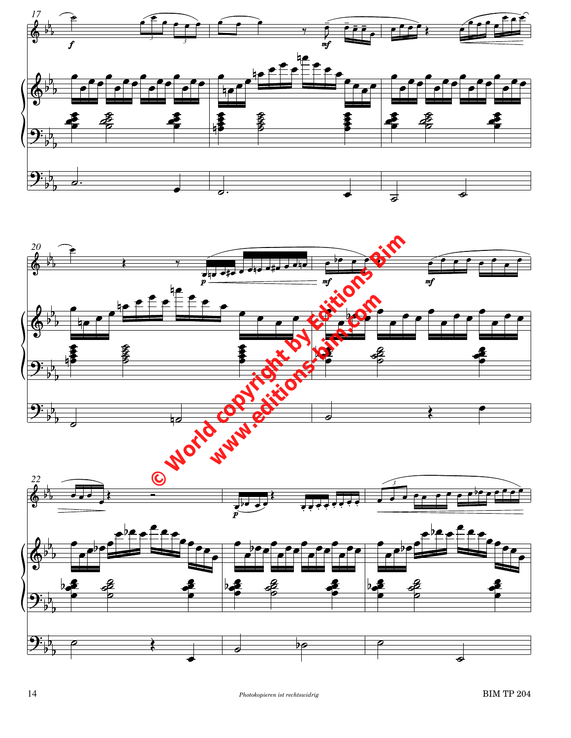© World copyright by Editions Bim

www.editions-bim.com

*Photokopieren ist rechtswidrig*

BIM TP 204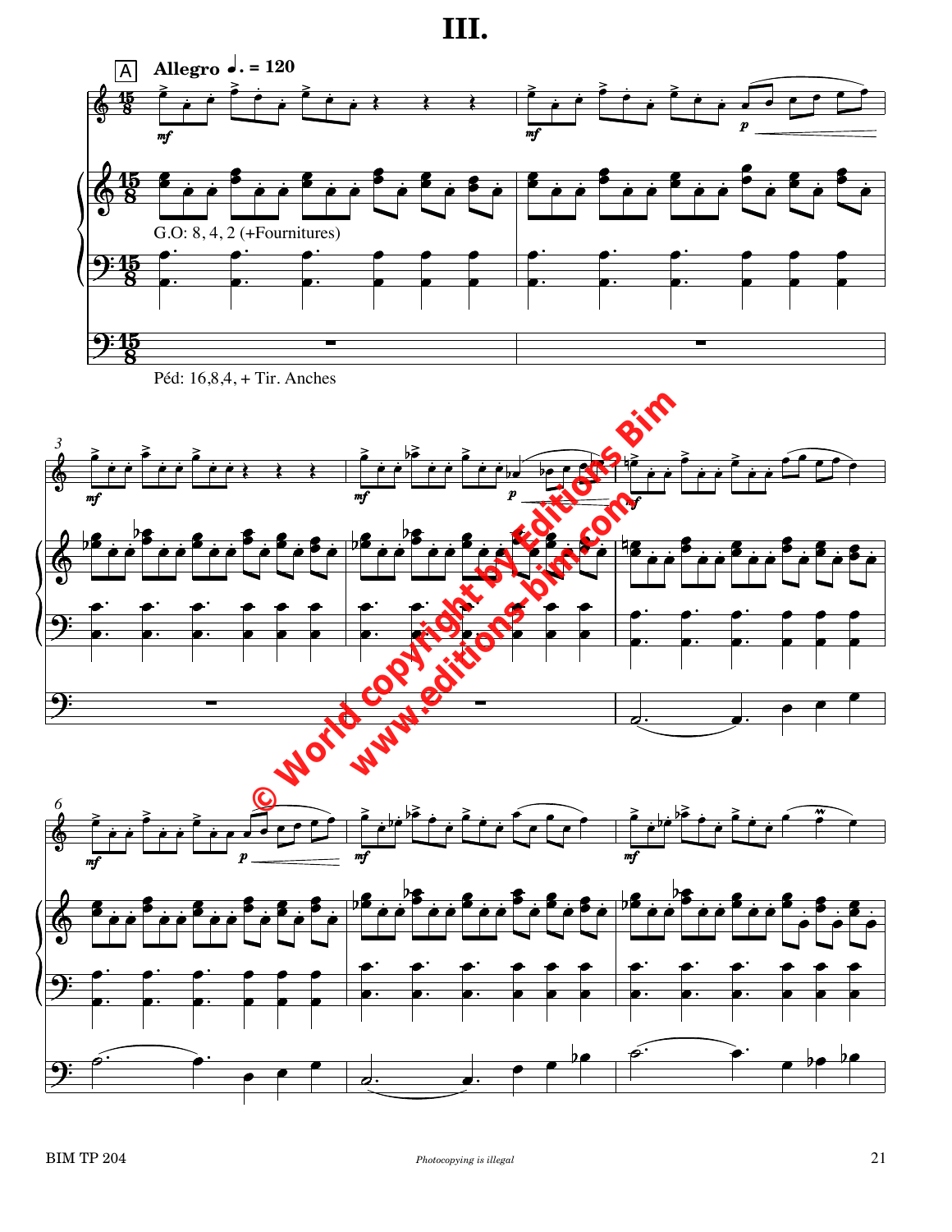# III.

A **Allegro** ♩. = 120

G.O: 8, 4, 2 (+Fournitures)

Péd: 16,8,4, + Tir. Anches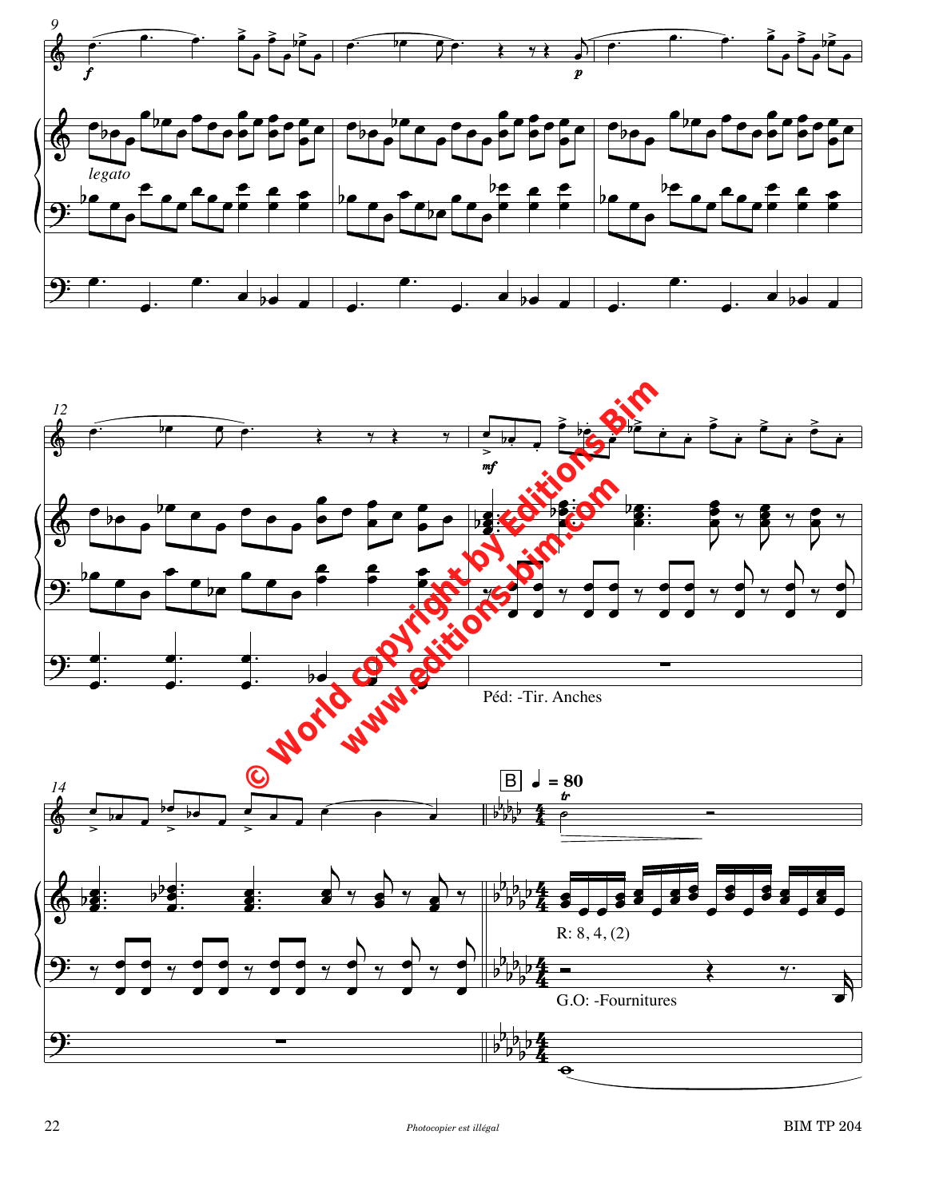*legato*

Péd: -Tir. Anches

B ♩ = 80

R: 8, 4, (2)

G.O: -Fournitures

© World copyright by Editions Bim
www.editions-bim.com

*Photocopier est illégal*

BIM TP 204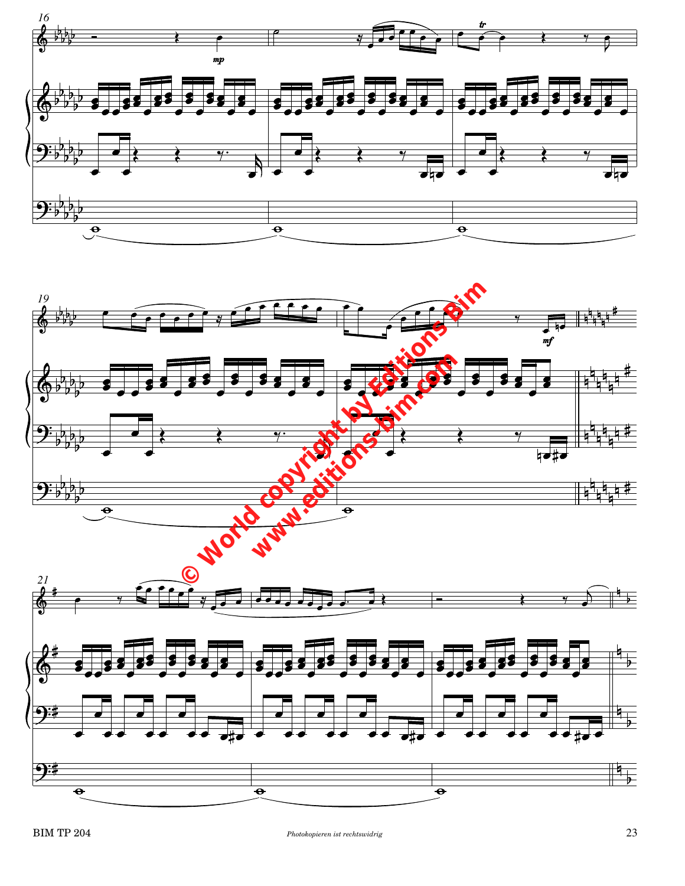© World copyright by Editions Bim
www.editions-bim.com

Photokopieren ist rechtswidrig